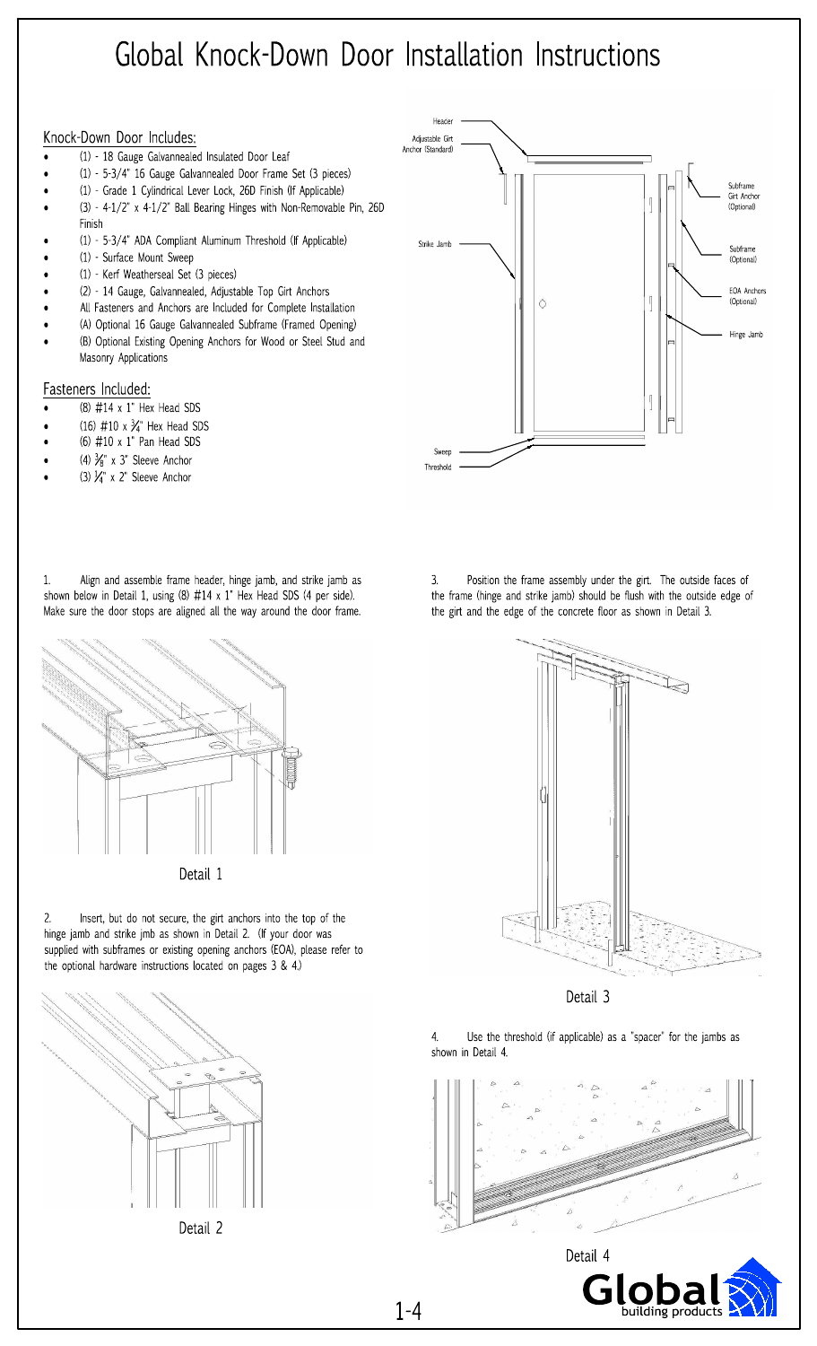# Global Knock-Down Door Installation Instructions

## Knock-Down Door Includes:

- (1) - 18 Gauge Galvannealed Insulated Door Leaf
- (1) - 5-3/4" 16 Gauge Galvannealed Door Frame Set (3 pieces)
- (1) - Grade 1 Cylindrical Lever Lock, 26D Finish (If Applicable)
- (3) - 4-1/2" x 4-1/2" Ball Bearing Hinges with Non-Removable Pin, 26D Finish
- (1) - 5-3/4" ADA Compliant Aluminum Threshold (If Applicable)
- (1) - Surface Mount Sweep
- (1) - Kerf Weatherseal Set (3 pieces)
- (2) - 14 Gauge, Galvannealed, Adjustable Top Girt Anchors
- All Fasteners and Anchors are Included for Complete Installation
- (A) Optional 16 Gauge Galvannealed Subframe (Framed Opening)
- (B) Optional Existing Opening Anchors for Wood or Steel Stud and Masonry Applications

## Fasteners Included:

- (8) #14 x 1" Hex Head SDS
- (16) #10 x ¾" Hex Head SDS
- (6) #10 x 1" Pan Head SDS
- (4) ⅜" x 3" Sleeve Anchor
- (3) ¼" x 2" Sleeve Anchor

Header
Adjustable Girt Anchor (Standard)
Strike Jamb
Subframe Girt Anchor (Optional)
Subframe (Optional)
EOA Anchors (Optional)
Hinge Jamb
Sweep
Threshold

1. Align and assemble frame header, hinge jamb, and strike jamb as shown below in Detail 1, using (8) #14 x 1" Hex Head SDS (4 per side). Make sure the door stops are aligned all the way around the door frame.

Detail 1

2. Insert, but do not secure, the girt anchors into the top of the hinge jamb and strike jmb as shown in Detail 2. (If your door was supplied with subframes or existing opening anchors (EOA), please refer to the optional hardware instructions located on pages 3 & 4.)

Detail 2

3. Position the frame assembly under the girt. The outside faces of the frame (hinge and strike jamb) should be flush with the outside edge of the girt and the edge of the concrete floor as shown in Detail 3.

Detail 3

4. Use the threshold (if applicable) as a "spacer" for the jambs as shown in Detail 4.

Detail 4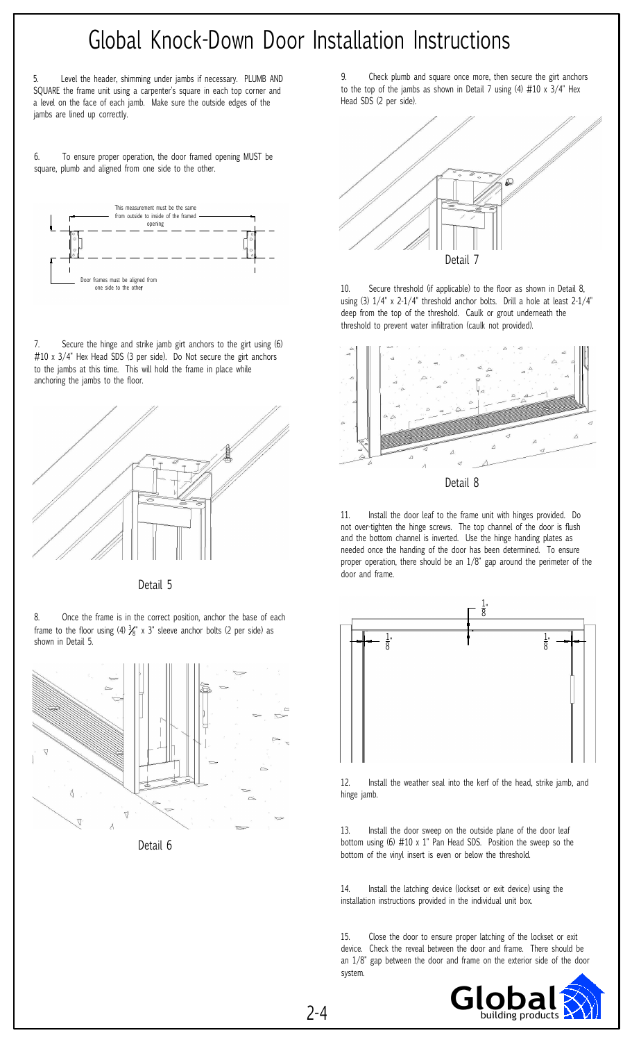# Global Knock-Down Door Installation Instructions

5. Level the header, shimming under jambs if necessary. PLUMB AND SQUARE the frame unit using a carpenter's square in each top corner and a level on the face of each jamb. Make sure the outside edges of the jambs are lined up correctly.

6. To ensure proper operation, the door framed opening MUST be square, plumb and aligned from one side to the other.

This measurement must be the same from outside to inside of the framed opening

Door frames must be aligned from one side to the other

7. Secure the hinge and strike jamb girt anchors to the girt using (6) #10 x 3/4" Hex Head SDS (3 per side). Do Not secure the girt anchors to the jambs at this time. This will hold the frame in place while anchoring the jambs to the floor.

Detail 5

8. Once the frame is in the correct position, anchor the base of each frame to the floor using (4) 3/8" x 3" sleeve anchor bolts (2 per side) as shown in Detail 5.

Detail 6

9. Check plumb and square once more, then secure the girt anchors to the top of the jambs as shown in Detail 7 using (4) #10 x 3/4" Hex Head SDS (2 per side).

Detail 7

10. Secure threshold (if applicable) to the floor as shown in Detail 8, using (3) 1/4" x 2-1/4" threshold anchor bolts. Drill a hole at least 2-1/4" deep from the top of the threshold. Caulk or grout underneath the threshold to prevent water infiltration (caulk not provided).

Detail 8

11. Install the door leaf to the frame unit with hinges provided. Do not over-tighten the hinge screws. The top channel of the door is flush and the bottom channel is inverted. Use the hinge handing plates as needed once the handing of the door has been determined. To ensure proper operation, there should be an 1/8" gap around the perimeter of the door and frame.

1/8" 1/8" 1/8"

12. Install the weather seal into the kerf of the head, strike jamb, and hinge jamb.

13. Install the door sweep on the outside plane of the door leaf bottom using (6) #10 x 1" Pan Head SDS. Position the sweep so the bottom of the vinyl insert is even or below the threshold.

14. Install the latching device (lockset or exit device) using the installation instructions provided in the individual unit box.

15. Close the door to ensure proper latching of the lockset or exit device. Check the reveal between the door and frame. There should be an 1/8" gap between the door and frame on the exterior side of the door system.

Global building products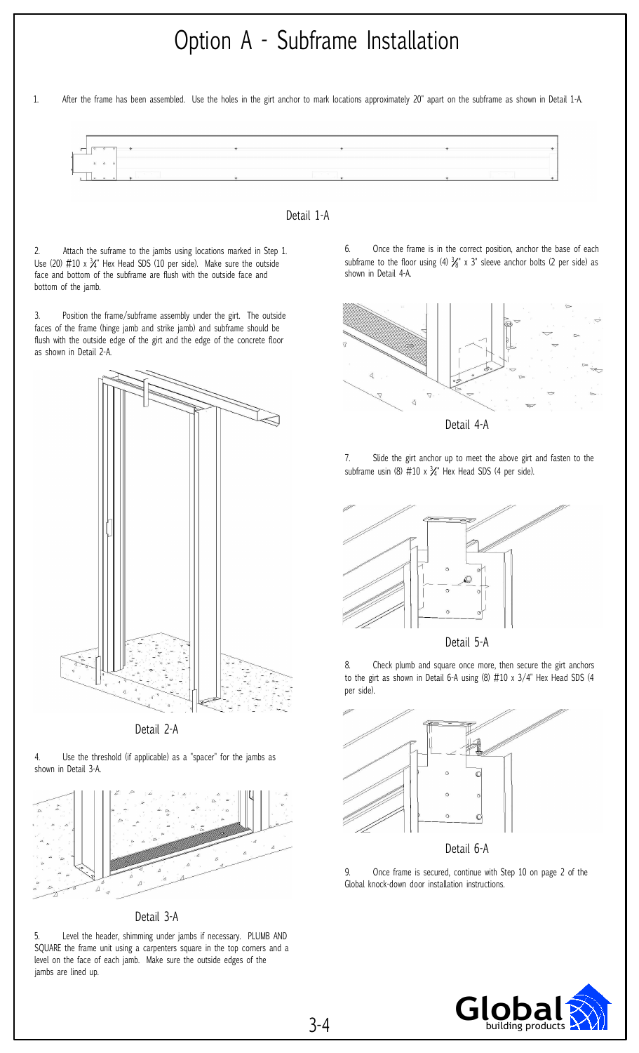# Option A - Subframe Installation

1. After the frame has been assembled. Use the holes in the girt anchor to mark locations approximately 20" apart on the subframe as shown in Detail 1-A.

Detail 1-A

2. Attach the suframe to the jambs using locations marked in Step 1. Use (20) #10 x ¾" Hex Head SDS (10 per side). Make sure the outside face and bottom of the subframe are flush with the outside face and bottom of the jamb.

3. Position the frame/subframe assembly under the girt. The outside faces of the frame (hinge jamb and strike jamb) and subframe should be flush with the outside edge of the girt and the edge of the concrete floor as shown in Detail 2-A.

Detail 2-A

4. Use the threshold (if applicable) as a "spacer" for the jambs as shown in Detail 3-A.

Detail 3-A

5. Level the header, shimming under jambs if necessary. PLUMB AND SQUARE the frame unit using a carpenters square in the top corners and a level on the face of each jamb. Make sure the outside edges of the jambs are lined up.

6. Once the frame is in the correct position, anchor the base of each subframe to the floor using (4) ⅜" x 3" sleeve anchor bolts (2 per side) as shown in Detail 4-A.

Detail 4-A

7. Slide the girt anchor up to meet the above girt and fasten to the subframe usin (8) #10 x ¾" Hex Head SDS (4 per side).

Detail 5-A

8. Check plumb and square once more, then secure the girt anchors to the girt as shown in Detail 6-A using (8) #10 x 3/4" Hex Head SDS (4 per side).

Detail 6-A

9. Once frame is secured, continue with Step 10 on page 2 of the Global knock-down door installation instructions.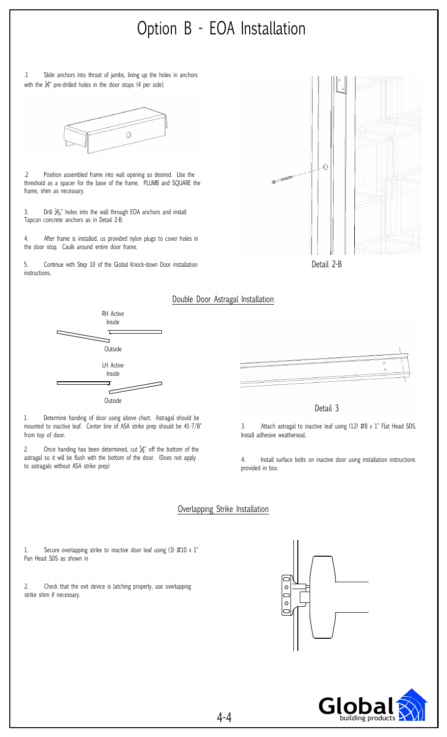# Option B - EOA Installation

.1 Slide anchors into throat of jambs, lining up the holes in anchors with the ¾" pre-drilled holes in the door stops (4 per side).

.2 Position assembled frame into wall opening as desired. Use the threshold as a spacer for the base of the frame. PLUMB and SQUARE the frame, shim as necessary.

3. Drill 3/16" holes into the wall through EOA anchors and install Tapcon concrete anchors as in Detail 2-B.

4. After frame is installed, us provided nylon plugs to cover holes in the door stop. Caulk around entire door frame.

5. Continue with Step 10 of the Global Knock-down Door installation instructions.

Detail 2-B

## Double Door Astragal Installation

RH Active
Inside
Outside

LH Active
Inside
Outside

1. Determine handing of door using above chart. Astragal should be mounted to inactive leaf. Center line of ASA strike prep should be 41-7/8" from top of door.

2. Once handing has been determined, cut ⅝" off the bottom of the astragal so it will be flush with the bottom of the door. (Does not apply to astragals without ASA strike prep)

Detail 3

3. Attach astragal to inactive leaf using (12) #8 x 1" Flat Head SDS. Install adhesive weatherseal.

4. Install surface bolts on inactive door using installation instructions provided in box.

## Overlapping Strike Installation

1. Secure overlapping strike to inactive door leaf using (3) #10 x 1" Pan Head SDS as shown in

2. Check that the exit device is latching properly, use overlapping strike shim if necessary.

Global building products